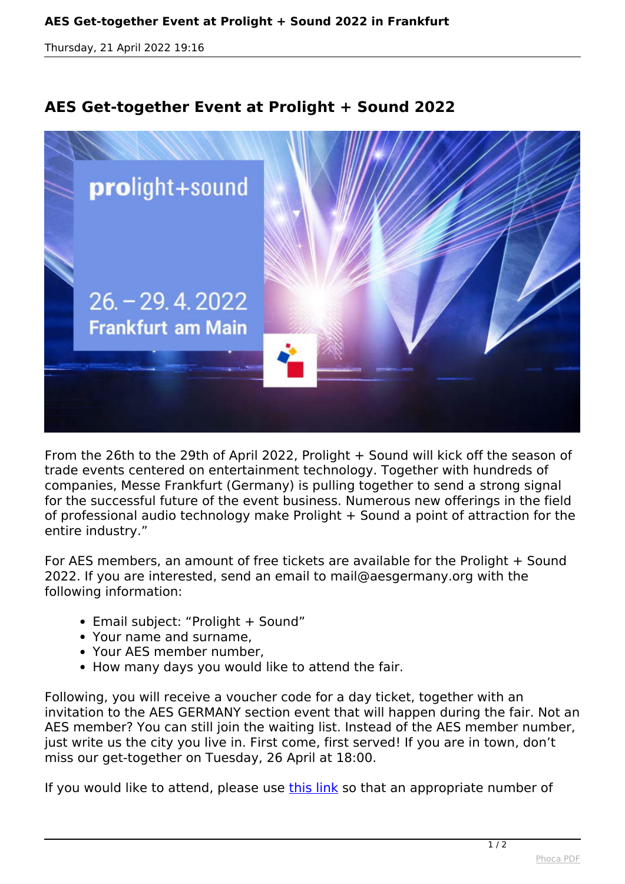# AES Get-together Event at Prolight + Sound 2022

From the 26th to the 29th of April 2022, Prolight + Sound will kick off the season of trade events centered on entertainment technology. Together with hundreds of companies, Messe Frankfurt (Germany) is pulling together to send a strong signal for the successful future of the event business. Numerous new offerings in the field of professional audio technology make Prolight + Sound a point of attraction for the entire industry."

For AES members, an amount of free tickets are available for the Prolight + Sound 2022. If you are interested, send an email to mail@aesgermany.org with the following information:

- Email subject: "Prolight + Sound"
- Your name and surname,
- Your AES member number,
- How many days you would like to attend the fair.

Following, you will receive a voucher code for a day ticket, together with an invitation to the AES GERMANY section event that will happen during the fair. Not an AES member? You can still join the waiting list. Instead of the AES member number, just write us the city you live in. First come, first served! If you are in town, don't miss our get-together on Tuesday, 26 April at 18:00.

If you would like to attend, please use this link so that an appropriate number of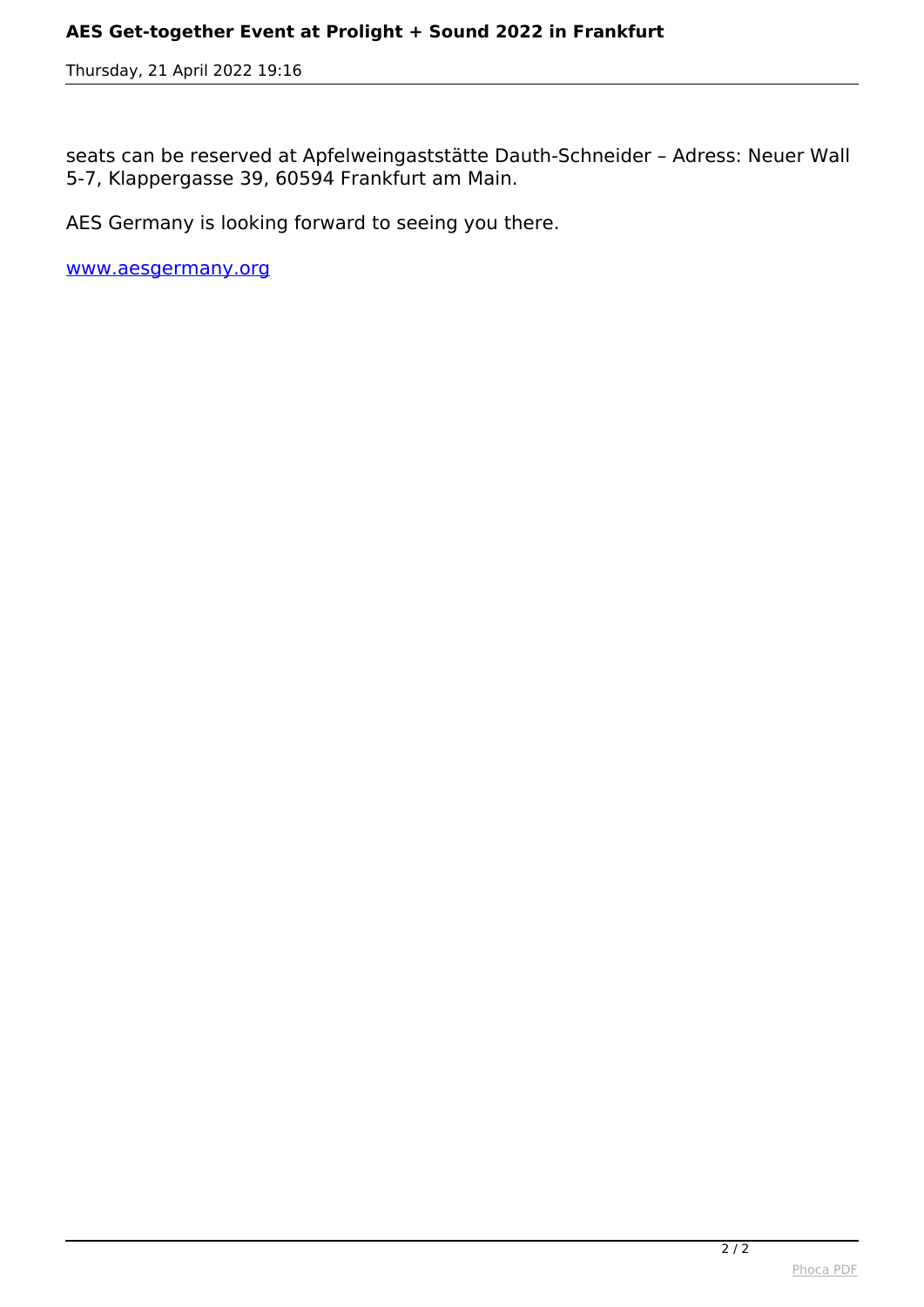seats can be reserved at Apfelweingaststätte Dauth-Schneider – Adress: Neuer Wall 5-7, Klappergasse 39, 60594 Frankfurt am Main.

AES Germany is looking forward to seeing you there.

www.aesgermany.org